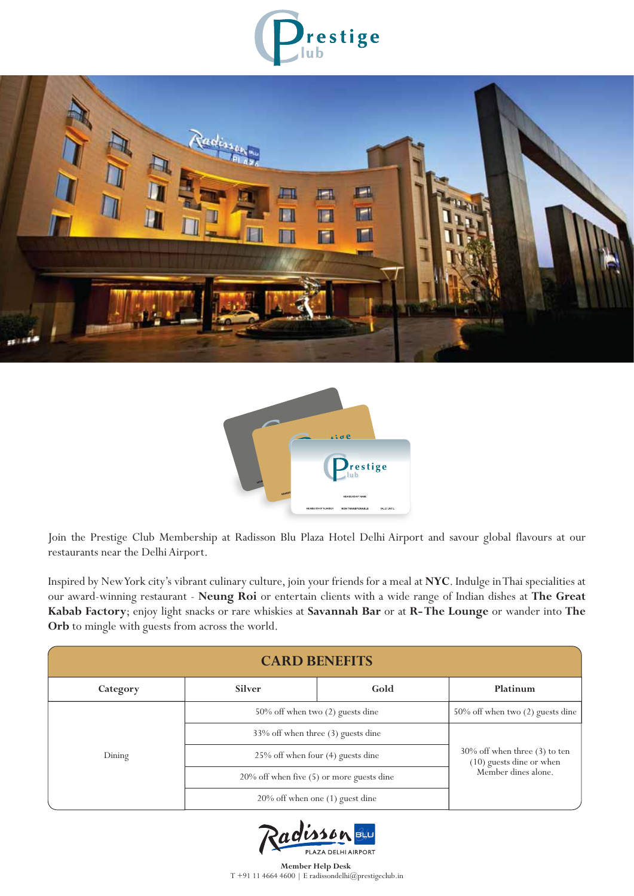Join the Prestige Club Membership at Radisson Blu Plaza Hotel Delhi Airport and savour global flavours at our restaurants near the Delhi Airport.

Inspired by New York city's vibrant culinary culture, join your friends for a meal at **NYC**. Indulge in Thai specialities at our award-winning restaurant - **Neung Roi** or entertain clients with a wide range of Indian dishes at **The Great Kabab Factory**; enjoy light snacks or rare whiskies at **Savannah Bar** or at **R- The Lounge** or wander into **The Orb** to mingle with guests from across the world.

## CARD BENEFITS

| Category | Silver | Gold | Platinum |
|---|---|---|---|
| Dining | 50% off when two (2) guests dine | | 50% off when two (2) guests dine |
| | 33% off when three (3) guests dine | | 30% off when three (3) to ten (10) guests dine or when Member dines alone. |
| | 25% off when four (4) guests dine | | |
| | 20% off when five (5) or more guests dine | | |
| | 20% off when one (1) guest dine | | |

**Member Help Desk**
T +91 11 4664 4600 | E radissondelhi@prestigeclub.in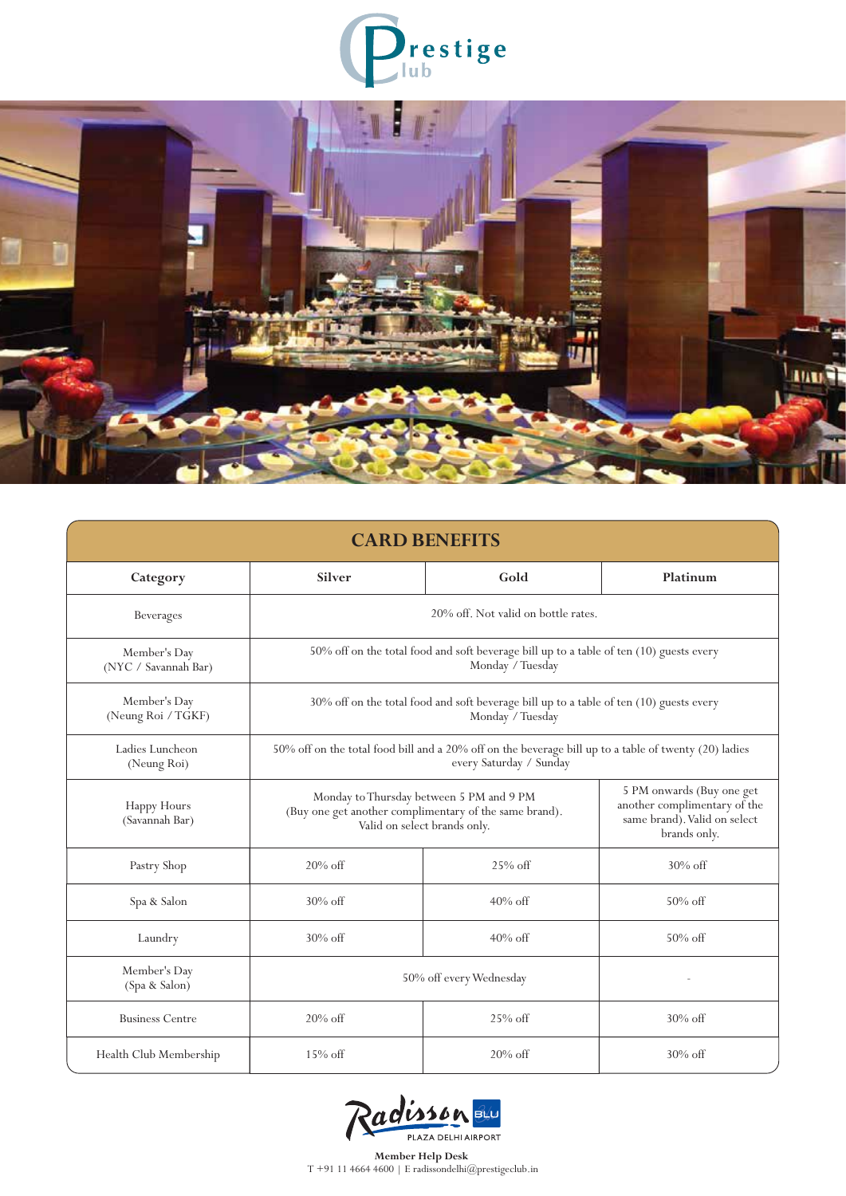# Prestige Club

## CARD BENEFITS

| Category | Silver | Gold | Platinum |
|---|---|---|---|
| Beverages | 20% off. Not valid on bottle rates. | | |
| Member's Day (NYC / Savannah Bar) | 50% off on the total food and soft beverage bill up to a table of ten (10) guests every Monday / Tuesday | | |
| Member's Day (Neung Roi / TGKF) | 30% off on the total food and soft beverage bill up to a table of ten (10) guests every Monday / Tuesday | | |
| Ladies Luncheon (Neung Roi) | 50% off on the total food bill and a 20% off on the beverage bill up to a table of twenty (20) ladies every Saturday / Sunday | | |
| Happy Hours (Savannah Bar) | Monday to Thursday between 5 PM and 9 PM (Buy one get another complimentary of the same brand). Valid on select brands only. | | 5 PM onwards (Buy one get another complimentary of the same brand). Valid on select brands only. |
| Pastry Shop | 20% off | 25% off | 30% off |
| Spa & Salon | 30% off | 40% off | 50% off |
| Laundry | 30% off | 40% off | 50% off |
| Member's Day (Spa & Salon) | 50% off every Wednesday | | - |
| Business Centre | 20% off | 25% off | 30% off |
| Health Club Membership | 15% off | 20% off | 30% off |

Radisson BLU PLAZA DELHI AIRPORT

**Member Help Desk**
T +91 11 4664 4600 | E radissondelhi@prestigeclub.in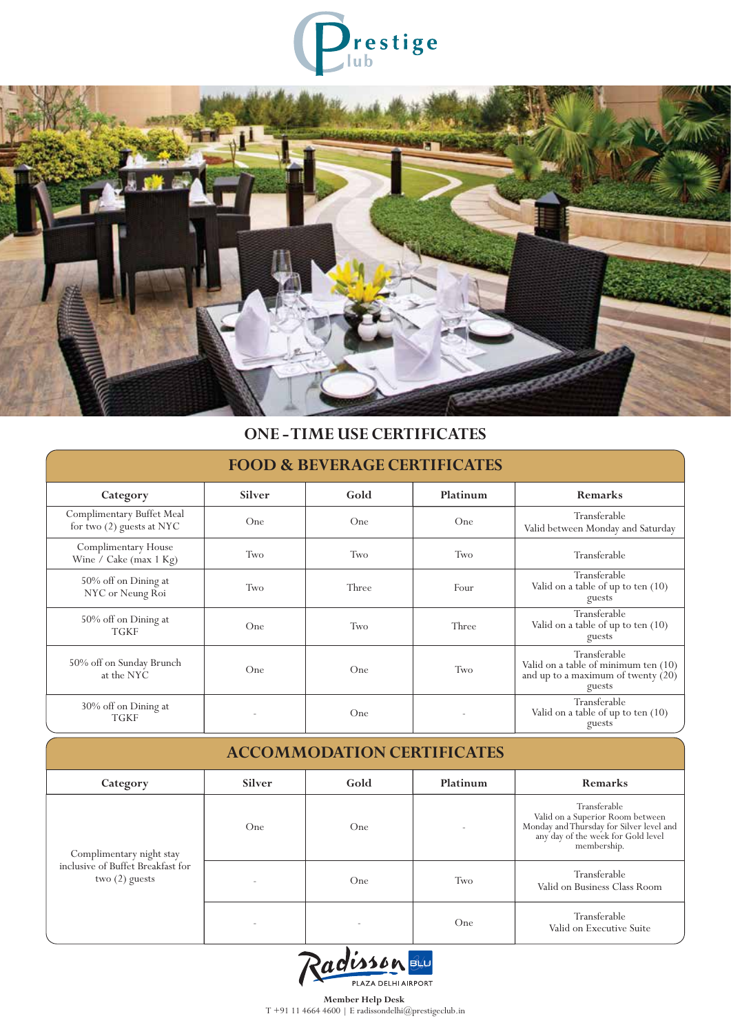Prestige Club

## ONE - TIME USE CERTIFICATES

### FOOD & BEVERAGE CERTIFICATES

| Category | Silver | Gold | Platinum | Remarks |
|---|---|---|---|---|
| Complimentary Buffet Meal for two (2) guests at NYC | One | One | One | Transferable Valid between Monday and Saturday |
| Complimentary House Wine / Cake (max 1 Kg) | Two | Two | Two | Transferable |
| 50% off on Dining at NYC or Neung Roi | Two | Three | Four | Transferable Valid on a table of up to ten (10) guests |
| 50% off on Dining at TGKF | One | Two | Three | Transferable Valid on a table of up to ten (10) guests |
| 50% off on Sunday Brunch at the NYC | One | One | Two | Transferable Valid on a table of minimum ten (10) and up to a maximum of twenty (20) guests |
| 30% off on Dining at TGKF | - | One | - | Transferable Valid on a table of up to ten (10) guests |

### ACCOMMODATION CERTIFICATES

| Category | Silver | Gold | Platinum | Remarks |
|---|---|---|---|---|
| Complimentary night stay inclusive of Buffet Breakfast for two (2) guests | One | One | - | Transferable Valid on a Superior Room between Monday and Thursday for Silver level and any day of the week for Gold level membership. |
| | - | One | Two | Transferable Valid on Business Class Room |
| | - | - | One | Transferable Valid on Executive Suite |

Radisson BLU PLAZA DELHI AIRPORT

**Member Help Desk**
T +91 11 4664 4600 | E radissondelhi@prestigeclub.in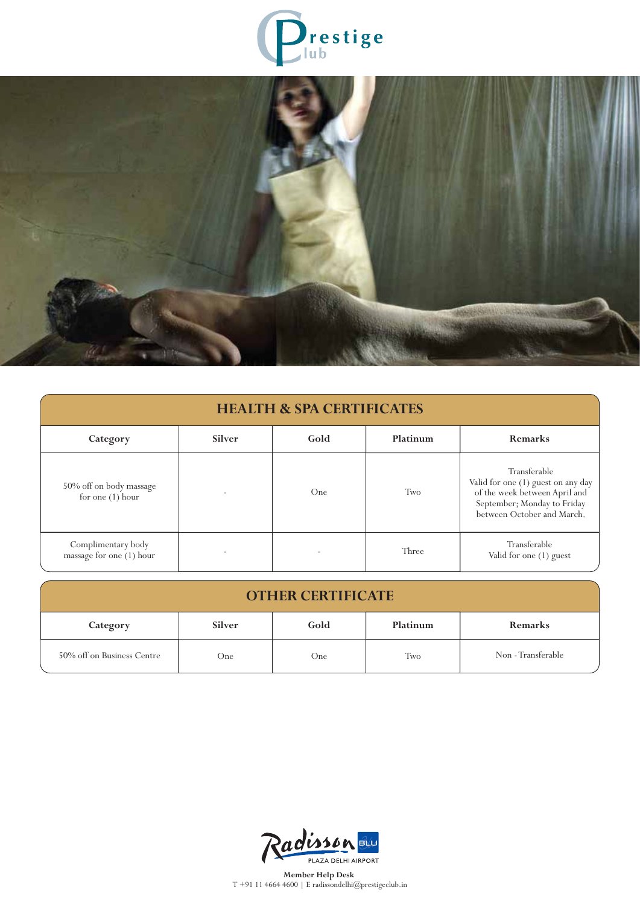Prestige Club

## HEALTH & SPA CERTIFICATES

| Category | Silver | Gold | Platinum | Remarks |
|---|---|---|---|---|
| 50% off on body massage for one (1) hour | - | One | Two | Transferable Valid for one (1) guest on any day of the week between April and September; Monday to Friday between October and March. |
| Complimentary body massage for one (1) hour | - | - | Three | Transferable Valid for one (1) guest |

## OTHER CERTIFICATE

| Category | Silver | Gold | Platinum | Remarks |
|---|---|---|---|---|
| 50% off on Business Centre | One | One | Two | Non - Transferable |

Radisson BLU PLAZA DELHI AIRPORT

**Member Help Desk**
T +91 11 4664 4600 | E radissondelhi@prestigeclub.in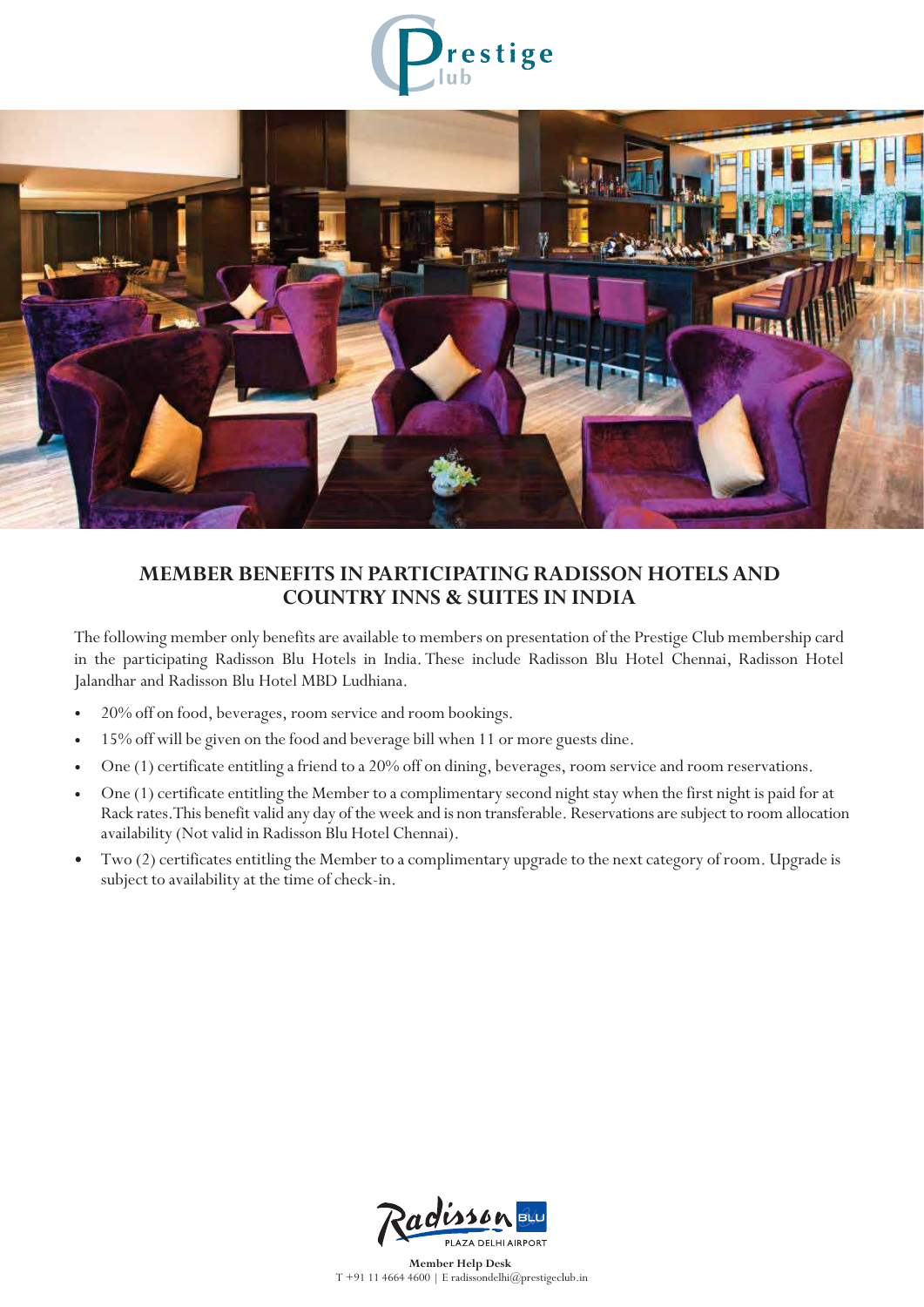# Prestige Club

## MEMBER BENEFITS IN PARTICIPATING RADISSON HOTELS AND COUNTRY INNS & SUITES IN INDIA

The following member only benefits are available to members on presentation of the Prestige Club membership card in the participating Radisson Blu Hotels in India. These include Radisson Blu Hotel Chennai, Radisson Hotel Jalandhar and Radisson Blu Hotel MBD Ludhiana.

- 20% off on food, beverages, room service and room bookings.
- 15% off will be given on the food and beverage bill when 11 or more guests dine.
- One (1) certificate entitling a friend to a 20% off on dining, beverages, room service and room reservations.
- One (1) certificate entitling the Member to a complimentary second night stay when the first night is paid for at Rack rates. This benefit valid any day of the week and is non transferable. Reservations are subject to room allocation availability (Not valid in Radisson Blu Hotel Chennai).
- Two (2) certificates entitling the Member to a complimentary upgrade to the next category of room. Upgrade is subject to availability at the time of check-in.

Radisson BLU PLAZA DELHI AIRPORT

**Member Help Desk**
T +91 11 4664 4600 | E radissondelhi@prestigeclub.in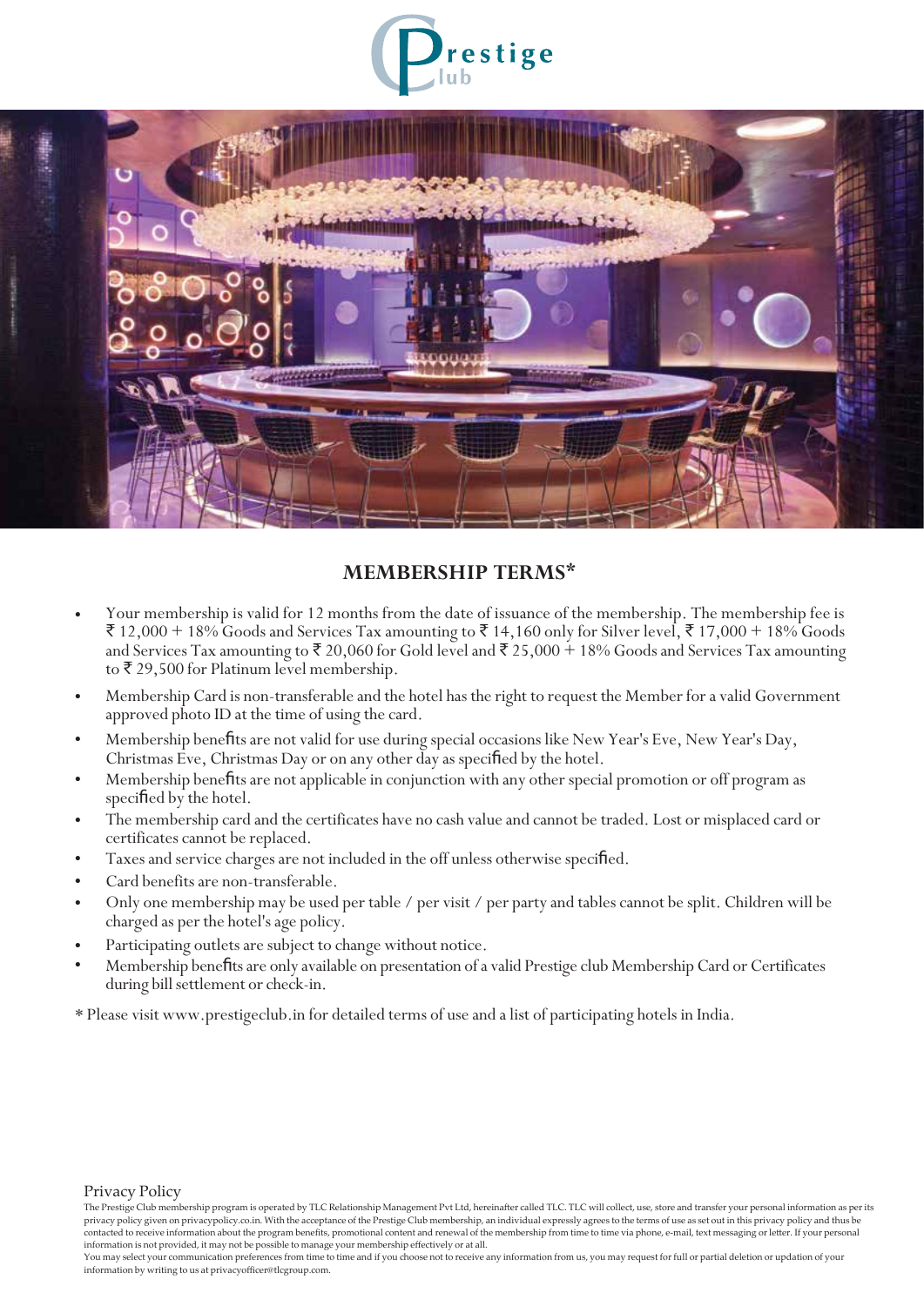Prestige Club

## MEMBERSHIP TERMS*

- Your membership is valid for 12 months from the date of issuance of the membership. The membership fee is ₹ 12,000 + 18% Goods and Services Tax amounting to ₹ 14,160 only for Silver level, ₹ 17,000 + 18% Goods and Services Tax amounting to ₹ 20,060 for Gold level and ₹ 25,000 + 18% Goods and Services Tax amounting to ₹ 29,500 for Platinum level membership.
- Membership Card is non-transferable and the hotel has the right to request the Member for a valid Government approved photo ID at the time of using the card.
- Membership benefits are not valid for use during special occasions like New Year's Eve, New Year's Day, Christmas Eve, Christmas Day or on any other day as specified by the hotel.
- Membership benefits are not applicable in conjunction with any other special promotion or off program as specified by the hotel.
- The membership card and the certificates have no cash value and cannot be traded. Lost or misplaced card or certificates cannot be replaced.
- Taxes and service charges are not included in the off unless otherwise specified.
- Card benefits are non-transferable.
- Only one membership may be used per table / per visit / per party and tables cannot be split. Children will be charged as per the hotel's age policy.
- Participating outlets are subject to change without notice.
- Membership benefits are only available on presentation of a valid Prestige club Membership Card or Certificates during bill settlement or check-in.

* Please visit www.prestigeclub.in for detailed terms of use and a list of participating hotels in India.

### Privacy Policy

The Prestige Club membership program is operated by TLC Relationship Management Pvt Ltd, hereinafter called TLC. TLC will collect, use, store and transfer your personal information as per its privacy policy given on privacypolicy.co.in. With the acceptance of the Prestige Club membership, an individual expressly agrees to the terms of use as set out in this privacy policy and thus be contacted to receive information about the program benefits, promotional content and renewal of the membership from time to time via phone, e-mail, text messaging or letter. If your personal information is not provided, it may not be possible to manage your membership effectively or at all.

You may select your communication preferences from time to time and if you choose not to receive any information from us, you may request for full or partial deletion or updation of your information by writing to us at privacyofficer@tlcgroup.com.